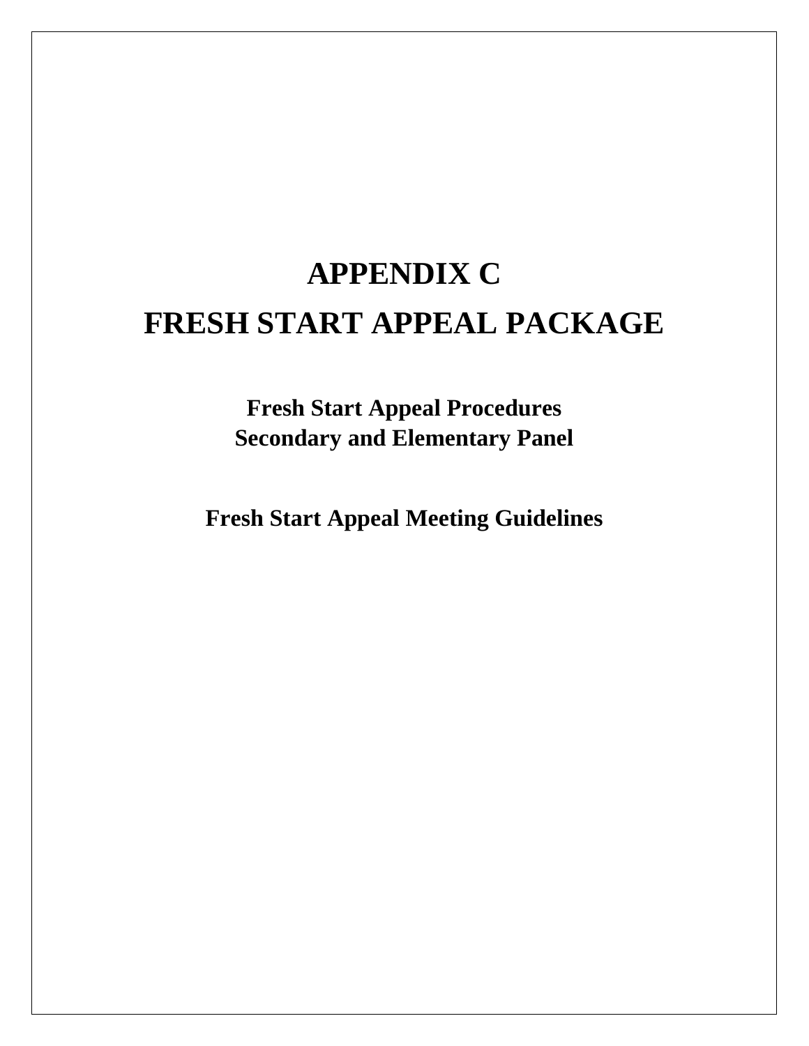# APPENDIX C

# FRESH START APPEAL PACKAGE

## Fresh Start Appeal Procedures
## Secondary and Elementary Panel

## Fresh Start Appeal Meeting Guidelines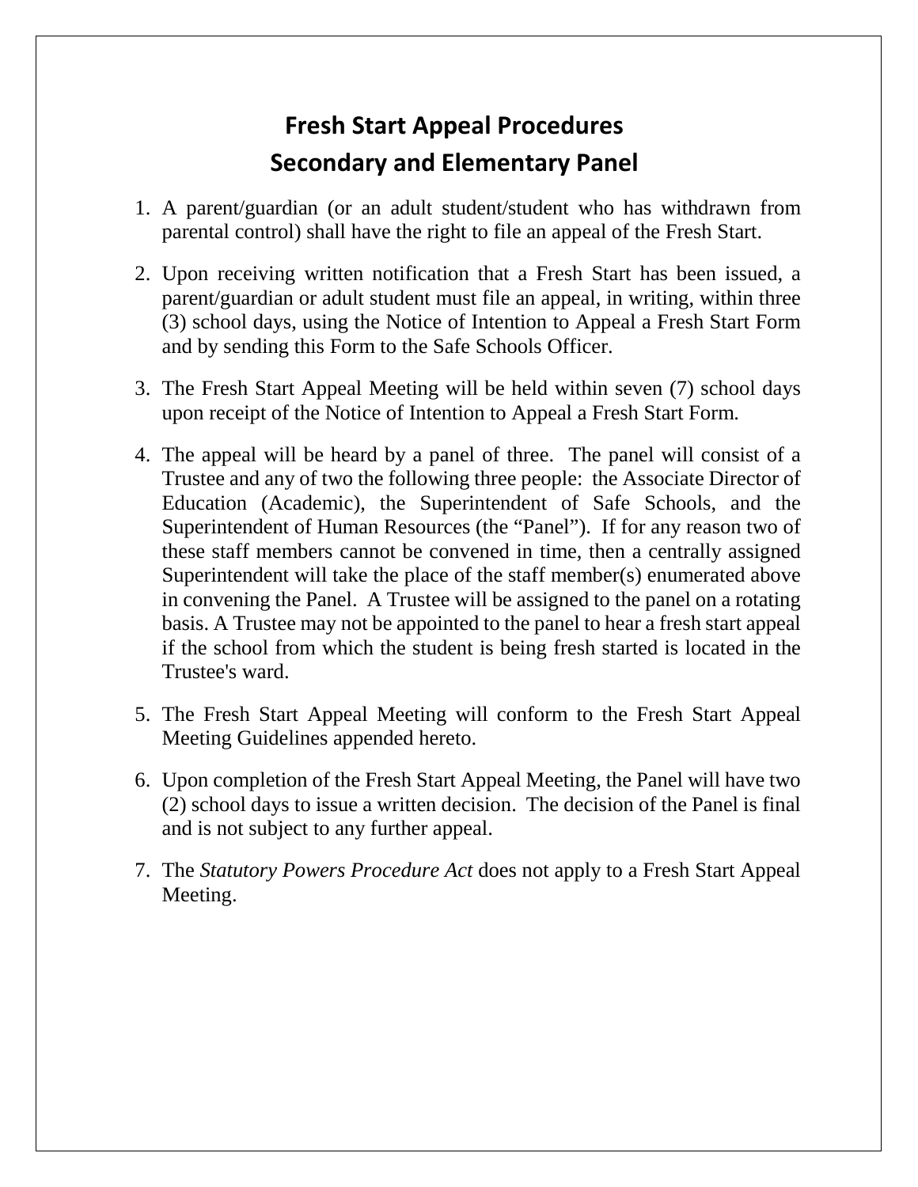# Fresh Start Appeal Procedures
# Secondary and Elementary Panel

1. A parent/guardian (or an adult student/student who has withdrawn from parental control) shall have the right to file an appeal of the Fresh Start.

2. Upon receiving written notification that a Fresh Start has been issued, a parent/guardian or adult student must file an appeal, in writing, within three (3) school days, using the Notice of Intention to Appeal a Fresh Start Form and by sending this Form to the Safe Schools Officer.

3. The Fresh Start Appeal Meeting will be held within seven (7) school days upon receipt of the Notice of Intention to Appeal a Fresh Start Form.

4. The appeal will be heard by a panel of three. The panel will consist of a Trustee and any of two the following three people: the Associate Director of Education (Academic), the Superintendent of Safe Schools, and the Superintendent of Human Resources (the "Panel"). If for any reason two of these staff members cannot be convened in time, then a centrally assigned Superintendent will take the place of the staff member(s) enumerated above in convening the Panel. A Trustee will be assigned to the panel on a rotating basis. A Trustee may not be appointed to the panel to hear a fresh start appeal if the school from which the student is being fresh started is located in the Trustee's ward.

5. The Fresh Start Appeal Meeting will conform to the Fresh Start Appeal Meeting Guidelines appended hereto.

6. Upon completion of the Fresh Start Appeal Meeting, the Panel will have two (2) school days to issue a written decision. The decision of the Panel is final and is not subject to any further appeal.

7. The *Statutory Powers Procedure Act* does not apply to a Fresh Start Appeal Meeting.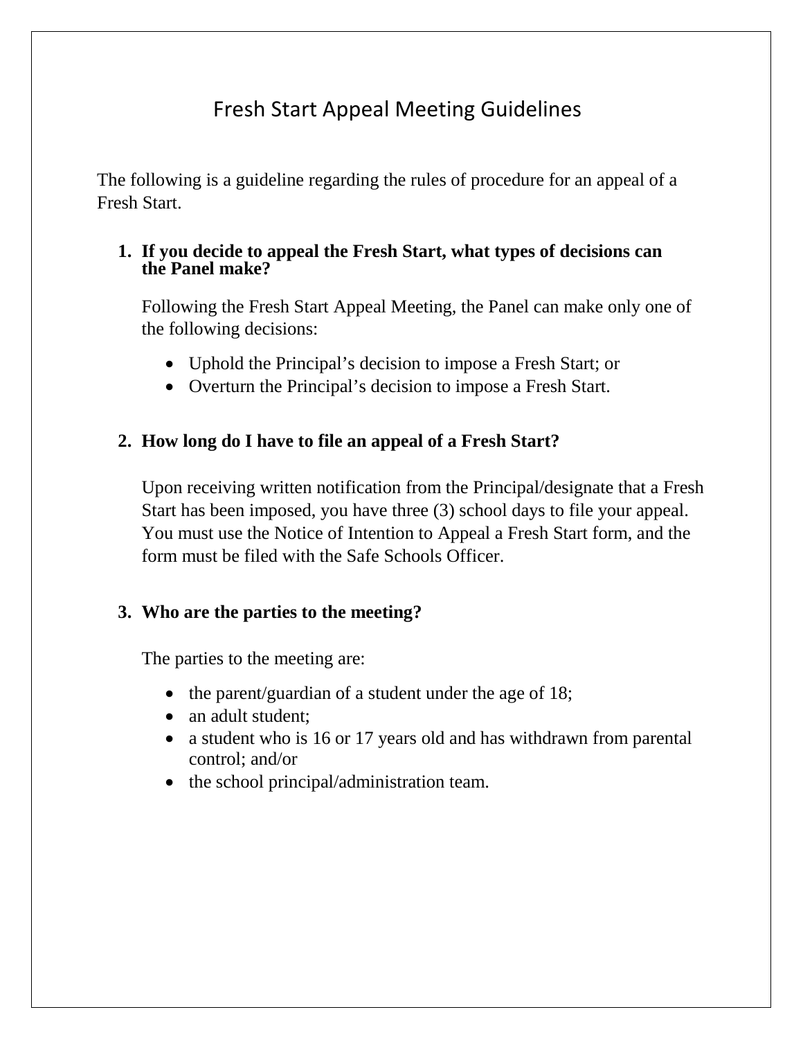# Fresh Start Appeal Meeting Guidelines

The following is a guideline regarding the rules of procedure for an appeal of a Fresh Start.

**1. If you decide to appeal the Fresh Start, what types of decisions can the Panel make?**

Following the Fresh Start Appeal Meeting, the Panel can make only one of the following decisions:

- Uphold the Principal's decision to impose a Fresh Start; or
- Overturn the Principal's decision to impose a Fresh Start.

**2. How long do I have to file an appeal of a Fresh Start?**

Upon receiving written notification from the Principal/designate that a Fresh Start has been imposed, you have three (3) school days to file your appeal. You must use the Notice of Intention to Appeal a Fresh Start form, and the form must be filed with the Safe Schools Officer.

**3. Who are the parties to the meeting?**

The parties to the meeting are:

- the parent/guardian of a student under the age of 18;
- an adult student;
- a student who is 16 or 17 years old and has withdrawn from parental control; and/or
- the school principal/administration team.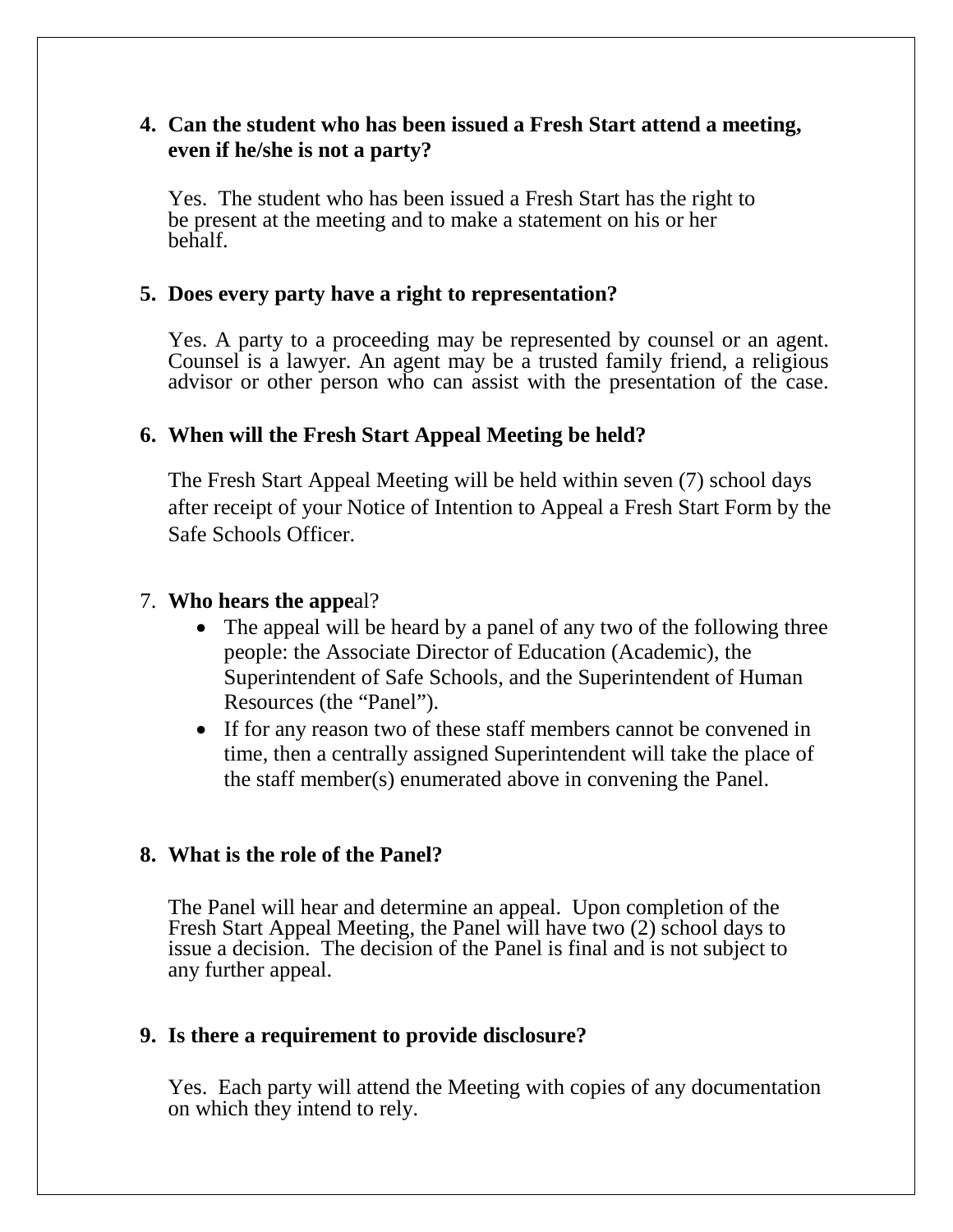4. **Can the student who has been issued a Fresh Start attend a meeting, even if he/she is not a party?**

   Yes. The student who has been issued a Fresh Start has the right to be present at the meeting and to make a statement on his or her behalf.

5. **Does every party have a right to representation?**

   Yes. A party to a proceeding may be represented by counsel or an agent. Counsel is a lawyer. An agent may be a trusted family friend, a religious advisor or other person who can assist with the presentation of the case.

6. **When will the Fresh Start Appeal Meeting be held?**

   The Fresh Start Appeal Meeting will be held within seven (7) school days after receipt of your Notice of Intention to Appeal a Fresh Start Form by the Safe Schools Officer.

7. **Who hears the appe**al?

   - The appeal will be heard by a panel of any two of the following three people: the Associate Director of Education (Academic), the Superintendent of Safe Schools, and the Superintendent of Human Resources (the "Panel").
   - If for any reason two of these staff members cannot be convened in time, then a centrally assigned Superintendent will take the place of the staff member(s) enumerated above in convening the Panel.

8. **What is the role of the Panel?**

   The Panel will hear and determine an appeal. Upon completion of the Fresh Start Appeal Meeting, the Panel will have two (2) school days to issue a decision. The decision of the Panel is final and is not subject to any further appeal.

9. **Is there a requirement to provide disclosure?**

   Yes. Each party will attend the Meeting with copies of any documentation on which they intend to rely.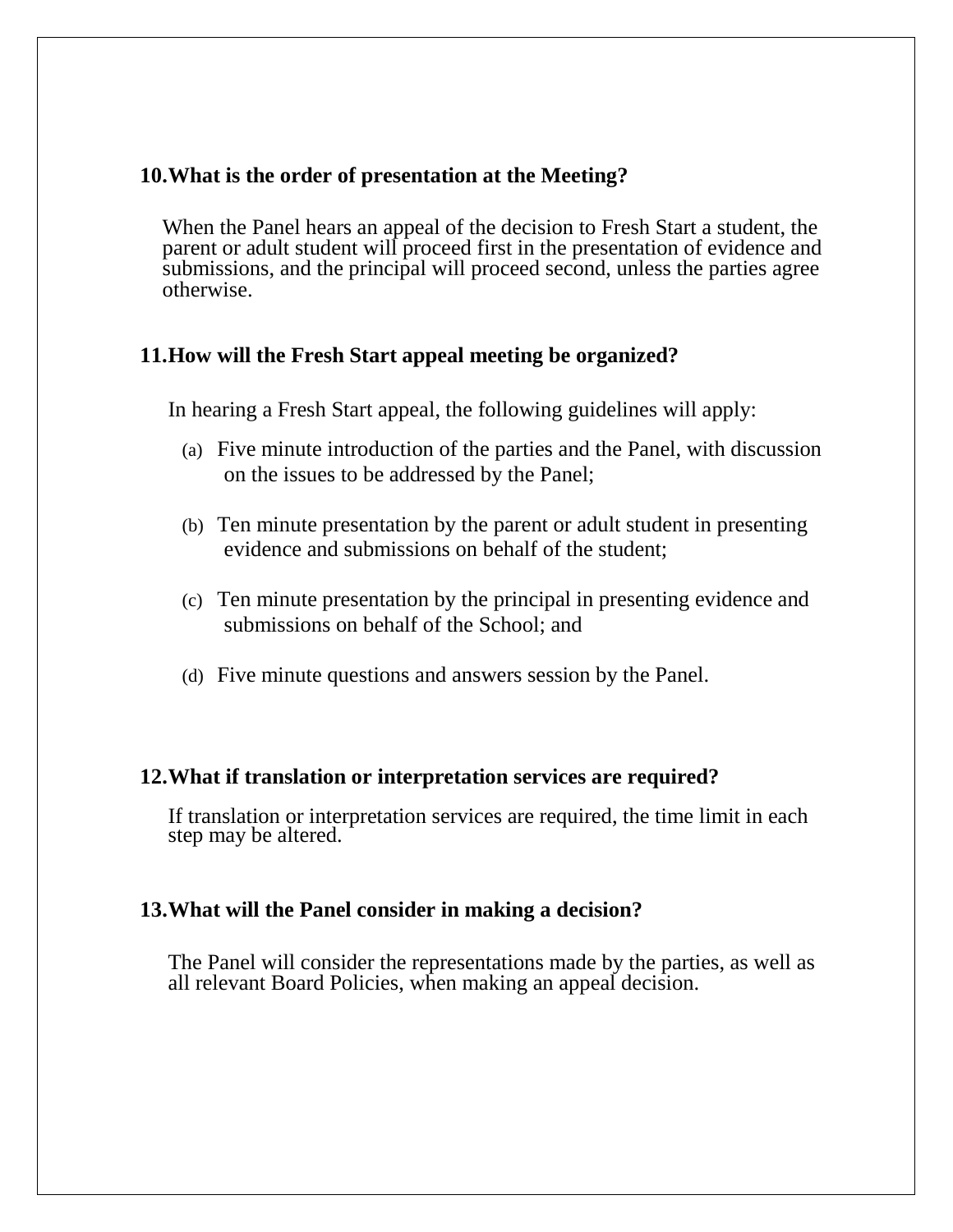### 10. What is the order of presentation at the Meeting?

When the Panel hears an appeal of the decision to Fresh Start a student, the parent or adult student will proceed first in the presentation of evidence and submissions, and the principal will proceed second, unless the parties agree otherwise.

### 11. How will the Fresh Start appeal meeting be organized?

In hearing a Fresh Start appeal, the following guidelines will apply:

(a) Five minute introduction of the parties and the Panel, with discussion on the issues to be addressed by the Panel;

(b) Ten minute presentation by the parent or adult student in presenting evidence and submissions on behalf of the student;

(c) Ten minute presentation by the principal in presenting evidence and submissions on behalf of the School; and

(d) Five minute questions and answers session by the Panel.

### 12. What if translation or interpretation services are required?

If translation or interpretation services are required, the time limit in each step may be altered.

### 13. What will the Panel consider in making a decision?

The Panel will consider the representations made by the parties, as well as all relevant Board Policies, when making an appeal decision.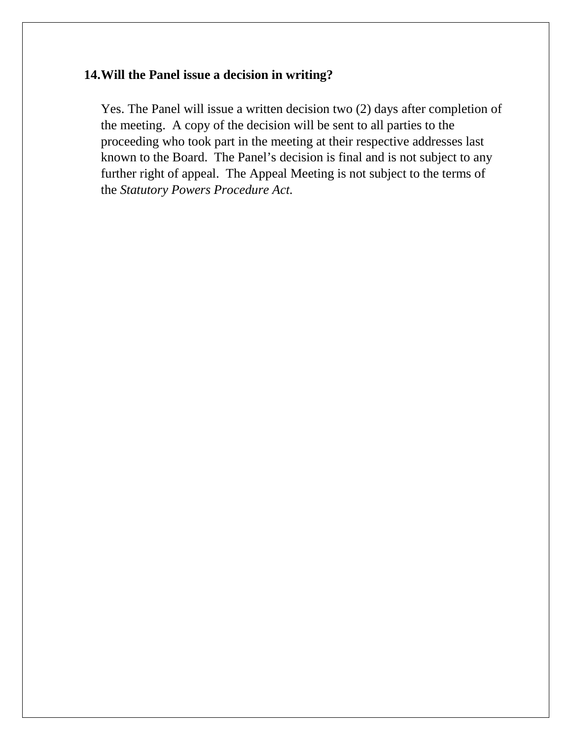**14. Will the Panel issue a decision in writing?**

Yes. The Panel will issue a written decision two (2) days after completion of the meeting. A copy of the decision will be sent to all parties to the proceeding who took part in the meeting at their respective addresses last known to the Board. The Panel's decision is final and is not subject to any further right of appeal. The Appeal Meeting is not subject to the terms of the *Statutory Powers Procedure Act.*